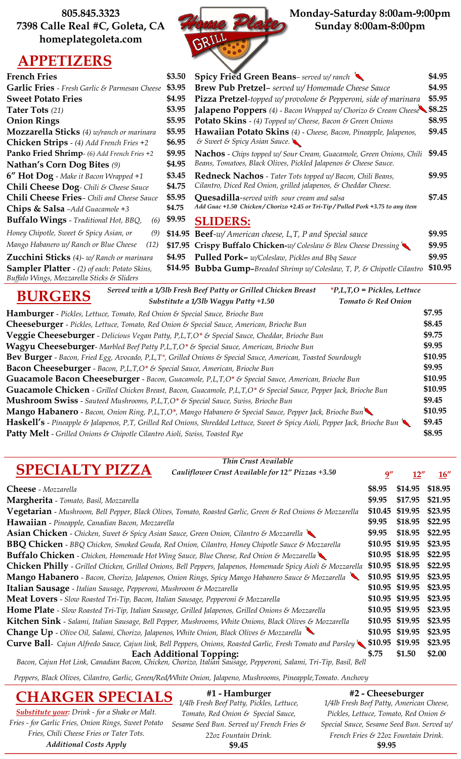805.845.3323
7398 Calle Real #C, Goleta, CA
homeplategoleta.com

Home Plate GRILL

Monday-Saturday 8:00am-9:00pm
Sunday 8:00am-8:00pm

# APPETIZERS

| Item | Price |
|---|---|
| **French Fries** | $3.50 |
| **Garlic Fries** - *Fresh Garlic & Parmesan Cheese* | $3.95 |
| **Sweet Potato Fries** | $4.95 |
| **Tater Tots** *(21)* | $3.95 |
| **Onion Rings** | $5.95 |
| **Mozzarella Sticks** *(4) w/ranch or marinara* | $5.95 |
| **Chicken Strips** - *(4) Add French Fries +2* | $6.95 |
| **Panko Fried Shrimp**- *(6) Add French Fries +2* | $9.95 |
| **Nathan's Corn Dog Bites** *(9)* | $4.95 |
| **6" Hot Dog** - *Make it Bacon Wrapped +1* | $3.45 |
| **Chili Cheese Dog**- *Chili & Cheese Sauce* | $4.75 |
| **Chili Cheese Fries**– *Chili and Cheese Sauce* | $5.95 |
| **Chips & Salsa** –*Add Guacamole +3* | $4.75 |
| **Buffalo Wings** - *Traditional Hot, BBQ,* (6) | $9.95 |
| *Honey Chipotle, Sweet & Spicy Asian, or* (9) | $14.95 |
| *Mango Habanero w/ Ranch or Blue Cheese* (12) | $17.95 |
| **Zucchini Sticks** *(4)- w/ Ranch or marinara* | $4.95 |
| **Sampler Platter** - *(2) of each: Potato Skins, Buffalo Wings, Mozzarella Sticks & Sliders* | $14.95 |
| **Spicy Fried Green Beans**– *served w/ ranch* 🌶 | $4.95 |
| **Brew Pub Pretzel**– *served w/ Homemade Cheese Sauce* | $4.95 |
| **Pizza Pretzel**-*topped w/ provolone & Pepperoni, side of marinara* | $5.95 |
| **Jalapeno Poppers** *(4) - Bacon Wrapped w/ Chorizo & Cream Cheese* 🌶 | $8.25 |
| **Potato Skins** - *(4) Topped w/ Cheese, Bacon & Green Onions* | $8.95 |
| **Hawaiian Potato Skins** *(4) - Cheese, Bacon, Pineapple, Jalapenos, & Sweet & Spicy Asian Sauce.* 🌶 | $9.45 |
| **Nachos** - *Chips topped w/ Sour Cream, Guacamole, Green Onions, Chili Beans, Tomatoes, Black Olives, Pickled Jalapenos & Cheese Sauce.* | $9.45 |
| **Redneck Nachos** - *Tater Tots topped w/ Bacon, Chili Beans, Cilantro, Diced Red Onion, grilled jalapenos, & Cheddar Cheese.* | $9.95 |
| **Quesadilla**-*served with sour cream and salsa* | $7.45 |

*Add Guac +1.50 Chicken / Chorizo +2.45 or Tri-Tip / Pulled Pork +3.75 to any item*

# SLIDERS:

| Item | Price |
|---|---|
| **Beef**-*w/ American cheese, L,T, P and Special sauce* | $9.95 |
| **Crispy Buffalo Chicken**-*w/ Coleslaw & Bleu Cheese Dressing* 🌶 | $9.95 |
| **Pulled Pork**– *w/Coleslaw, Pickles and Bbq Sauce* | $9.95 |
| **Bubba Gump**–*Breaded Shrimp w/ Coleslaw, T, P, & Chipotle Cilantro* | $10.95 |

# BURGERS

*Served with a 1/3lb Fresh Beef Patty or Grilled Chicken Breast*
*Substitute a 1/3lb Wagyu Patty +1.50*
**P,L,T,O = Pickles, Lettuce Tomato & Red Onion*

| Item | Price |
|---|---|
| **Hamburger** - *Pickles, Lettuce, Tomato, Red Onion & Special Sauce, Brioche Bun* | $7.95 |
| **Cheeseburger** - *Pickles, Lettuce, Tomato, Red Onion & Special Sauce, American, Brioche Bun* | $8.45 |
| **Veggie Cheeseburger** - *Delicious Vegan Patty, P,L,T,O* & Special Sauce, Cheddar, Brioche Bun* | $9.75 |
| **Wagyu Cheeseburger**- *Marbled Beef Patty P,L,T,O* & Special Sauce, American, Brioche Bun* | $9.95 |
| **Bev Burger** - *Bacon, Fried Egg, Avocado, P,L,T*, Grilled Onions & Special Sauce, American, Toasted Sourdough* | $10.95 |
| **Bacon Cheeseburger** - *Bacon, P,L,T,O* & Special Sauce, American, Brioche Bun* | $9.95 |
| **Guacamole Bacon Cheeseburger** - *Bacon, Guacamole, P,L,T,O* & Special Sauce, American, Brioche Bun* | $10.95 |
| **Guacamole Chicken** - *Grilled Chicken Breast, Bacon, Guacamole, P,L,T,O* & Special Sauce, Pepper Jack, Brioche Bun* | $10.95 |
| **Mushroom Swiss** - *Sauteed Mushrooms, P,L,T,O* & Special Sauce, Swiss, Brioche Bun* | $9.45 |
| **Mango Habanero** - *Bacon, Onion Ring, P,L,T,O*, Mango Habanero & Special Sauce, Pepper Jack, Brioche Bun* 🌶 | $10.95 |
| **Haskell's** - *Pineapple & Jalapenos, P,T, Grilled Red Onions, Shredded Lettuce, Sweet & Spicy Aioli, Pepper Jack, Brioche Bun* 🌶 | $9.45 |
| **Patty Melt** - *Grilled Onions & Chipotle Cilantro Aioli, Swiss, Toasted Rye* | $8.95 |

# SPECIALTY PIZZA

*Thin Crust Available*
*Cauliflower Crust Available for 12" Pizzas +3.50*

| Pizza | 9" | 12" | 16" |
|---|---|---|---|
| **Cheese** - *Mozzarella* | $8.95 | $14.95 | $18.95 |
| **Margherita** - *Tomato, Basil, Mozzarella* | $9.95 | $17.95 | $21.95 |
| **Vegetarian** - *Mushroom, Bell Pepper, Black Olives, Tomato, Roasted Garlic, Green & Red Onions & Mozzarella* | $10.45 | $19.95 | $23.95 |
| **Hawaiian** - *Pineapple, Canadian Bacon, Mozzarella* | $9.95 | $18.95 | $22.95 |
| **Asian Chicken** - *Chicken, Sweet & Spicy Asian Sauce, Green Onion, Cilantro & Mozzarella* 🌶 | $9.95 | $18.95 | $22.95 |
| **BBQ Chicken** - *BBQ Chicken, Smoked Gouda, Red Onion, Cilantro, Honey Chipotle Sauce & Mozzarella* | $10.95 | $19.95 | $23.95 |
| **Buffalo Chicken** - *Chicken, Homemade Hot Wing Sauce, Blue Cheese, Red Onion & Mozzarella* 🌶 | $10.95 | $18.95 | $22.95 |
| **Chicken Philly** - *Grilled Chicken, Grilled Onions, Bell Peppers, Jalapenos, Homemade Spicy Aioli & Mozzarella* | $10.95 | $18.95 | $22.95 |
| **Mango Habanero** - *Bacon, Chorizo, Jalapenos, Onion Rings, Spicy Mango Habanero Sauce & Mozzarella* 🌶 | $10.95 | $19.95 | $23.95 |
| **Italian Sausage** - *Italian Sausage, Pepperoni, Mushroom & Mozzarella* | $10.95 | $19.95 | $23.95 |
| **Meat Lovers** - *Slow Roasted Tri-Tip, Bacon, Italian Sausage, Pepperoni & Mozzarella* | $10.95 | $19.95 | $23.95 |
| **Home Plate** - *Slow Roasted Tri-Tip, Italian Sausage, Grilled Jalapenos, Grilled Onions & Mozzarella* | $10.95 | $19.95 | $23.95 |
| **Kitchen Sink** - *Salami, Italian Sausage, Bell Pepper, Mushrooms, White Onions, Black Olives & Mozzarella* | $10.95 | $19.95 | $23.95 |
| **Change Up** - *Olive Oil, Salami, Chorizo, Jalapenos, White Onion, Black Olives & Mozzarella* 🌶 | $10.95 | $19.95 | $23.95 |
| **Curve Ball**- *Cajun Alfredo Sauce, Cajun link, Bell Peppers, Onions, Roasted Garlic, Fresh Tomato and Parsley* 🌶 | $10.95 | $19.95 | $23.95 |
| **Each Additional Topping:** | $.75 | $1.50 | $2.00 |

*Bacon, Cajun Hot Link, Canadian Bacon, Chicken, Chorizo, Italian Sausage, Pepperoni, Salami, Tri-Tip, Basil, Bell Peppers, Black Olives, Cilantro, Garlic, Green/Red/White Onion, Jalapeno, Mushrooms, Pineapple,Tomato. Anchovy*

# CHARGER SPECIALS

***Substitute your:*** *Drink - for a Shake or Malt. Fries - for Garlic Fries, Onion Rings, Sweet Potato Fries, Chili Cheese Fries or Tater Tots.*
***Additional Costs Apply***

**#1 - Hamburger**
*1/4lb Fresh Beef Patty, Pickles, Lettuce, Tomato, Red Onion & Special Sauce, Sesame Seed Bun. Served w/ French Fries & 22oz Fountain Drink.*
**$9.45**

**#2 - Cheeseburger**
*1/4lb Fresh Beef Patty, American Cheese, Pickles, Lettuce, Tomato, Red Onion & Special Sauce, Sesame Seed Bun. Served w/ French Fries & 22oz Fountain Drink.*
**$9.95**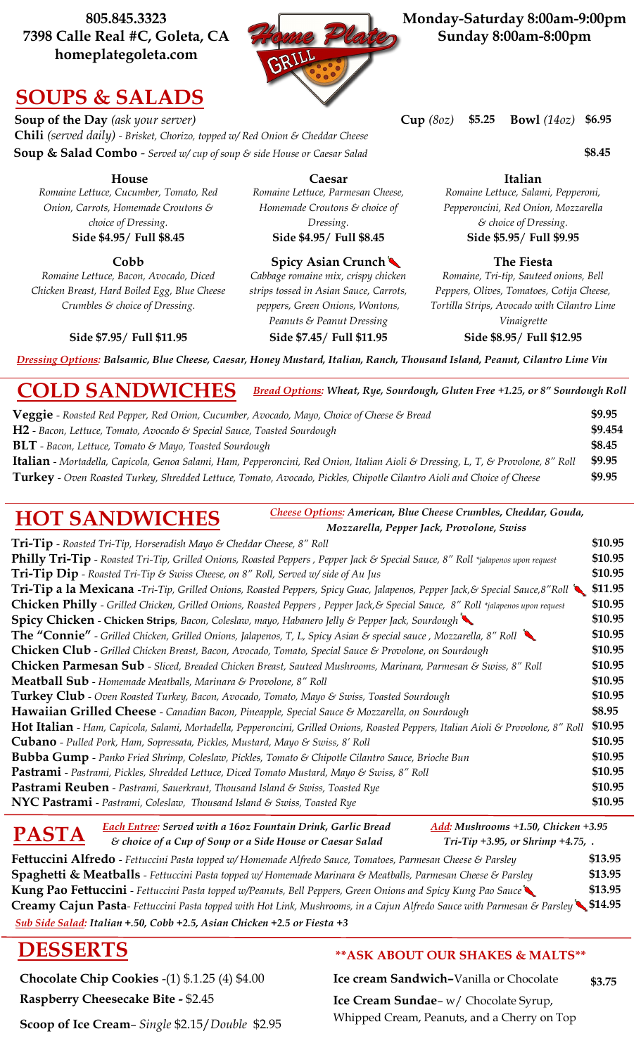**805.845.3323**
**7398 Calle Real #C, Goleta, CA**
**homeplategoleta.com**

Home Plate GRILL

**Monday-Saturday 8:00am-9:00pm**
**Sunday 8:00am-8:00pm**

# SOUPS & SALADS

**Soup of the Day** *(ask your server)* — **Cup** *(8oz)* **$5.25** **Bowl** *(14oz)* **$6.95**

**Chili** *(served daily)* - *Brisket, Chorizo, topped w/ Red Onion & Cheddar Cheese*

**Soup & Salad Combo** - *Served w/ cup of soup & side House or Caesar Salad* **$8.45**

**House**
*Romaine Lettuce, Cucumber, Tomato, Red Onion, Carrots, Homemade Croutons & choice of Dressing.*
**Side $4.95/ Full $8.45**

**Caesar**
*Romaine Lettuce, Parmesan Cheese, Homemade Croutons & choice of Dressing.*
**Side $4.95/ Full $8.45**

**Italian**
*Romaine Lettuce, Salami, Pepperoni, Pepperoncini, Red Onion, Mozzarella & choice of Dressing.*
**Side $5.95/ Full $9.95**

**Cobb**
*Romaine Lettuce, Bacon, Avocado, Diced Chicken Breast, Hard Boiled Egg, Blue Cheese Crumbles & choice of Dressing.*
**Side $7.95/ Full $11.95**

**Spicy Asian Crunch**
*Cabbage romaine mix, crispy chicken strips tossed in Asian Sauce, Carrots, peppers, Green Onions, Wontons, Peanuts & Peanut Dressing*
**Side $7.45/ Full $11.95**

**The Fiesta**
*Romaine, Tri-tip, Sauteed onions, Bell Peppers, Olives, Tomatoes, Cotija Cheese, Tortilla Strips, Avocado with Cilantro Lime Vinaigrette*
**Side $8.95/ Full $12.95**

*Dressing Options:* ***Balsamic, Blue Cheese, Caesar, Honey Mustard, Italian, Ranch, Thousand Island, Peanut, Cilantro Lime Vin***

# COLD SANDWICHES

*Bread Options:* ***Wheat, Rye, Sourdough, Gluten Free +1.25, or 8" Sourdough Roll***

**Veggie** - *Roasted Red Pepper, Red Onion, Cucumber, Avocado, Mayo, Choice of Cheese & Bread* **$9.95**

**H2** - *Bacon, Lettuce, Tomato, Avocado & Special Sauce, Toasted Sourdough* **$9.454**

**BLT** - *Bacon, Lettuce, Tomato & Mayo, Toasted Sourdough* **$8.45**

**Italian** - *Mortadella, Capicola, Genoa Salami, Ham, Pepperoncini, Red Onion, Italian Aioli & Dressing, L, T, & Provolone, 8" Roll* **$9.95**

**Turkey** - *Oven Roasted Turkey, Shredded Lettuce, Tomato, Avocado, Pickles, Chipotle Cilantro Aioli and Choice of Cheese* **$9.95**

# HOT SANDWICHES

*Cheese Options:* ***American, Blue Cheese Crumbles, Cheddar, Gouda, Mozzarella, Pepper Jack, Provolone, Swiss***

**Tri-Tip** - *Roasted Tri-Tip, Horseradish Mayo & Cheddar Cheese, 8" Roll* **$10.95**

**Philly Tri-Tip** - *Roasted Tri-Tip, Grilled Onions, Roasted Peppers , Pepper Jack & Special Sauce, 8" Roll \*jalapenos upon request* **$10.95**

**Tri-Tip Dip** - *Roasted Tri-Tip & Swiss Cheese, on 8" Roll, Served w/ side of Au Jus* **$10.95**

**Tri-Tip a la Mexicana** -*Tri-Tip, Grilled Onions, Roasted Peppers, Spicy Guac, Jalapenos, Pepper Jack,& Special Sauce,8" Roll* **$11.95**

**Chicken Philly** - *Grilled Chicken, Grilled Onions, Roasted Peppers , Pepper Jack,& Special Sauce, 8" Roll \*jalapenos upon request* **$10.95**

**Spicy Chicken** - **Chicken Strips**, *Bacon, Coleslaw, mayo, Habanero Jelly & Pepper Jack, Sourdough* **$10.95**

**The "Connie"** - *Grilled Chicken, Grilled Onions, Jalapenos, T, L, Spicy Asian & special sauce , Mozzarella, 8" Roll* **$10.95**

**Chicken Club** - *Grilled Chicken Breast, Bacon, Avocado, Tomato, Special Sauce & Provolone, on Sourdough* **$10.95**

**Chicken Parmesan Sub** - *Sliced, Breaded Chicken Breast, Sauteed Mushrooms, Marinara, Parmesan & Swiss, 8" Roll* **$10.95**

**Meatball Sub** - *Homemade Meatballs, Marinara & Provolone, 8" Roll* **$10.95**

**Turkey Club** - *Oven Roasted Turkey, Bacon, Avocado, Tomato, Mayo & Swiss, Toasted Sourdough* **$10.95**

**Hawaiian Grilled Cheese** - *Canadian Bacon, Pineapple, Special Sauce & Mozzarella, on Sourdough* **$8.95**

**Hot Italian** - *Ham, Capicola, Salami, Mortadella, Pepperoncini, Grilled Onions, Roasted Peppers, Italian Aioli & Provolone, 8" Roll* **$10.95**

**Cubano** - *Pulled Pork, Ham, Sopressata, Pickles, Mustard, Mayo & Swiss, 8' Roll* **$10.95**

**Bubba Gump** - *Panko Fried Shrimp, Coleslaw, Pickles, Tomato & Chipotle Cilantro Sauce, Brioche Bun* **$10.95**

**Pastrami** - *Pastrami, Pickles, Shredded Lettuce, Diced Tomato Mustard, Mayo & Swiss, 8" Roll* **$10.95**

**Pastrami Reuben** - *Pastrami, Sauerkraut, Thousand Island & Swiss, Toasted Rye* **$10.95**

**NYC Pastrami** - *Pastrami, Coleslaw, Thousand Island & Swiss, Toasted Rye* **$10.95**

# PASTA

*Each Entree:* ***Served with a 16oz Fountain Drink, Garlic Bread & choice of a Cup of Soup or a Side House or Caesar Salad***

*Add:* ***Mushrooms +1.50, Chicken +3.95 Tri-Tip +3.95, or Shrimp +4.75, .***

**Fettuccini Alfredo** - *Fettuccini Pasta topped w/ Homemade Alfredo Sauce, Tomatoes, Parmesan Cheese & Parsley* **$13.95**

**Spaghetti & Meatballs** - *Fettuccini Pasta topped w/ Homemade Marinara & Meatballs, Parmesan Cheese & Parsley* **$13.95**

**Kung Pao Fettuccini** - *Fettuccini Pasta topped w/Peanuts, Bell Peppers, Green Onions and Spicy Kung Pao Sauce* **$13.95**

**Creamy Cajun Pasta**- *Fettuccini Pasta topped with Hot Link, Mushrooms, in a Cajun Alfredo Sauce with Parmesan & Parsley* **$14.95**

*Sub Side Salad:* ***Italian +.50, Cobb +2.5, Asian Chicken +2.5 or Fiesta +3***

# DESSERTS

**Chocolate Chip Cookies** -(1) $.1.25 (4) $4.00

**Raspberry Cheesecake Bite -** $2.45

**Scoop of Ice Cream**– *Single* $2.15/*Double* $2.95

**\*\*ASK ABOUT OUR SHAKES & MALTS\*\***

**Ice cream Sandwich–**Vanilla or Chocolate **$3.75**

**Ice Cream Sundae**– w/ Chocolate Syrup, Whipped Cream, Peanuts, and a Cherry on Top